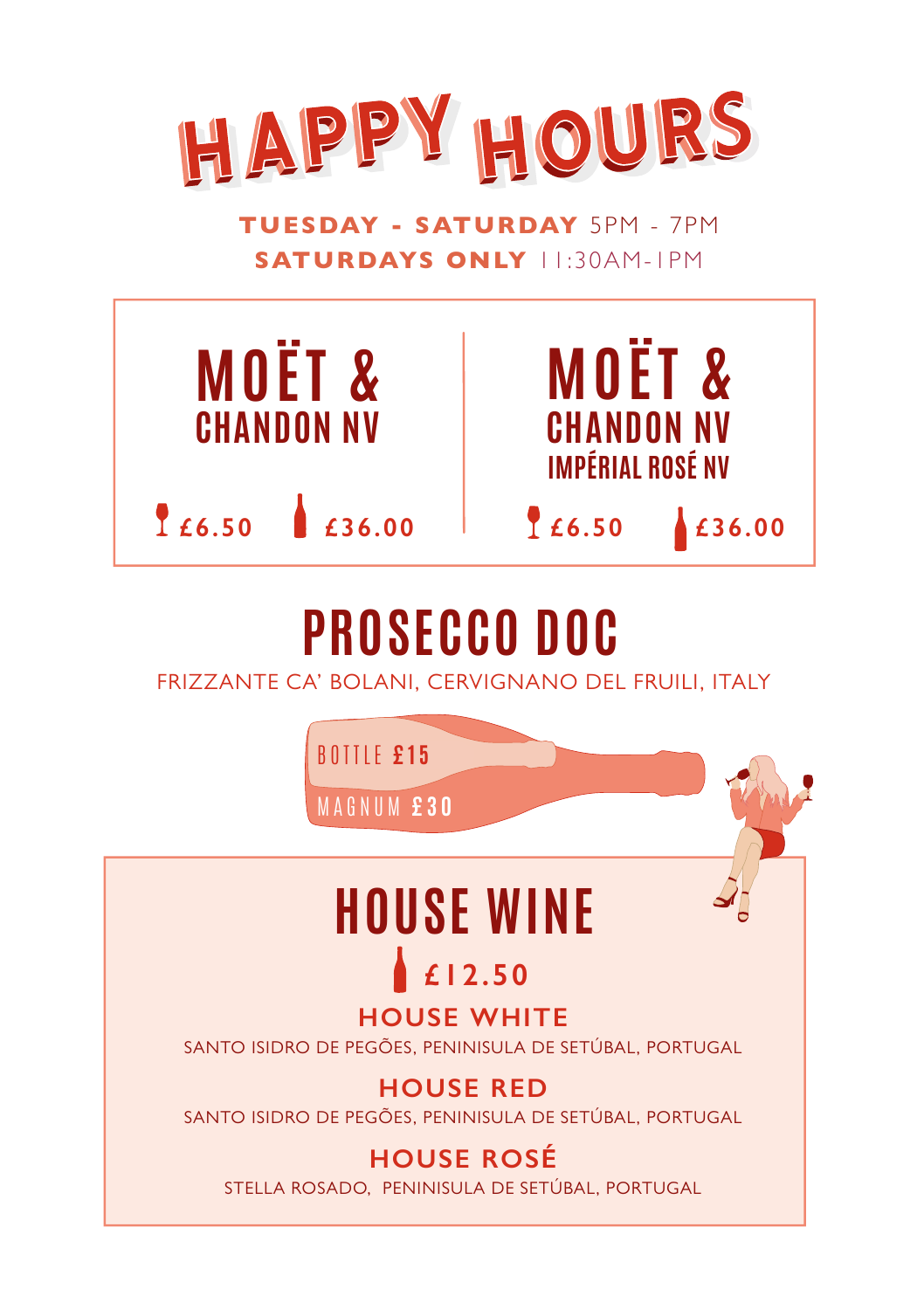# HAPPY HOURS

**TUESDAY - SATURDAY** 5PM - 7PM
**SATURDAYS ONLY** 11:30AM-1PM

## MOËT & CHANDON NV

Glass **£6.50** | Bottle **£36.00**

## MOËT & CHANDON NV IMPÉRIAL ROSÉ NV

Glass **£6.50** | Bottle **£36.00**

## PROSECCO DOC

FRIZZANTE CA' BOLANI, CERVIGNANO DEL FRUILI, ITALY

BOTTLE **£15**
MAGNUM **£30**

## HOUSE WINE

Bottle **£12.50**

### HOUSE WHITE

SANTO ISIDRO DE PEGÕES, PENINISULA DE SETÚBAL, PORTUGAL

### HOUSE RED

SANTO ISIDRO DE PEGÕES, PENINISULA DE SETÚBAL, PORTUGAL

### HOUSE ROSÉ

STELLA ROSADO, PENINISULA DE SETÚBAL, PORTUGAL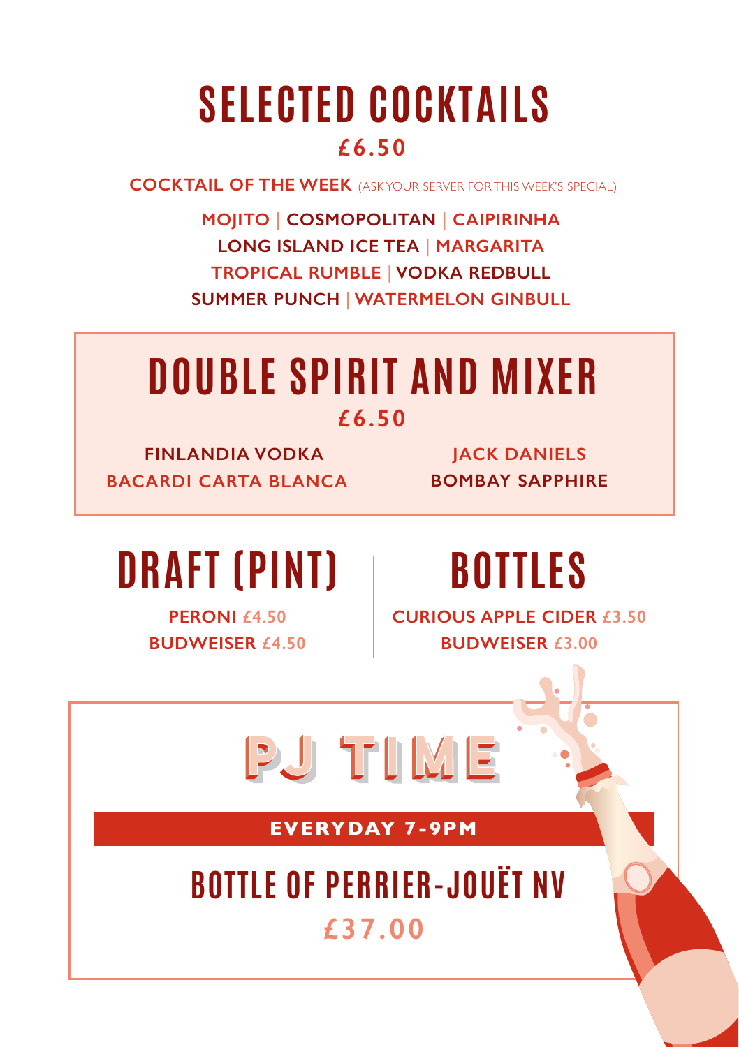# SELECTED COCKTAILS

**£6.50**

**COCKTAIL OF THE WEEK** (ASK YOUR SERVER FOR THIS WEEK'S SPECIAL)

**MOJITO | COSMOPOLITAN | CAIPIRINHA**
**LONG ISLAND ICE TEA | MARGARITA**
**TROPICAL RUMBLE | VODKA REDBULL**
**SUMMER PUNCH | WATERMELON GINBULL**

# DOUBLE SPIRIT AND MIXER

**£6.50**

**FINLANDIA VODKA**
**BACARDI CARTA BLANCA**
**JACK DANIELS**
**BOMBAY SAPPHIRE**

# DRAFT (PINT)

**PERONI £4.50**
**BUDWEISER £4.50**

# BOTTLES

**CURIOUS APPLE CIDER £3.50**
**BUDWEISER £3.00**

# PJ TIME

**EVERYDAY 7-9PM**

## BOTTLE OF PERRIER-JOUËT NV

**£37.00**